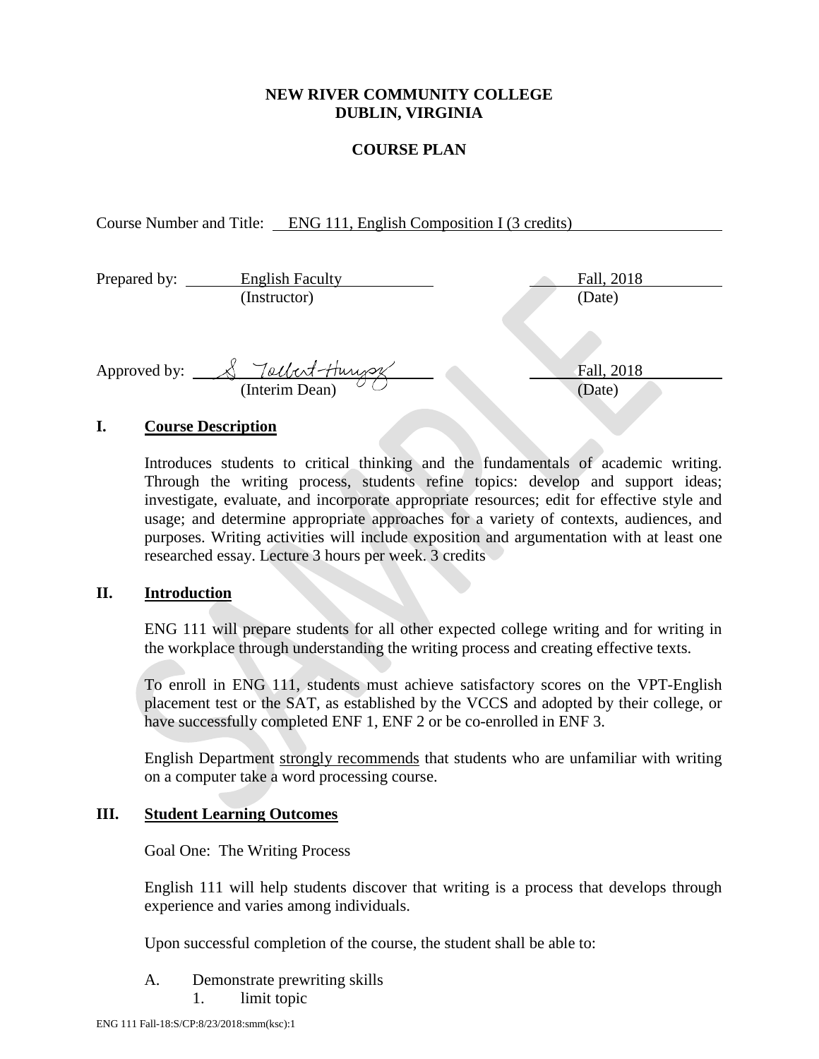**NEW RIVER COMMUNITY COLLEGE**
**DUBLIN, VIRGINIA**

**COURSE PLAN**

Course Number and Title: ENG 111, English Composition I (3 credits)

Prepared by: English Faculty (Instructor) — Fall, 2018 (Date)

Approved by: S Tolbert-Hurysz (Interim Dean) — Fall, 2018 (Date)

## I. Course Description

Introduces students to critical thinking and the fundamentals of academic writing. Through the writing process, students refine topics: develop and support ideas; investigate, evaluate, and incorporate appropriate resources; edit for effective style and usage; and determine appropriate approaches for a variety of contexts, audiences, and purposes. Writing activities will include exposition and argumentation with at least one researched essay. Lecture 3 hours per week. 3 credits

## II. Introduction

ENG 111 will prepare students for all other expected college writing and for writing in the workplace through understanding the writing process and creating effective texts.

To enroll in ENG 111, students must achieve satisfactory scores on the VPT-English placement test or the SAT, as established by the VCCS and adopted by their college, or have successfully completed ENF 1, ENF 2 or be co-enrolled in ENF 3.

English Department strongly recommends that students who are unfamiliar with writing on a computer take a word processing course.

## III. Student Learning Outcomes

Goal One: The Writing Process

English 111 will help students discover that writing is a process that develops through experience and varies among individuals.

Upon successful completion of the course, the student shall be able to:

A. Demonstrate prewriting skills
   1. limit topic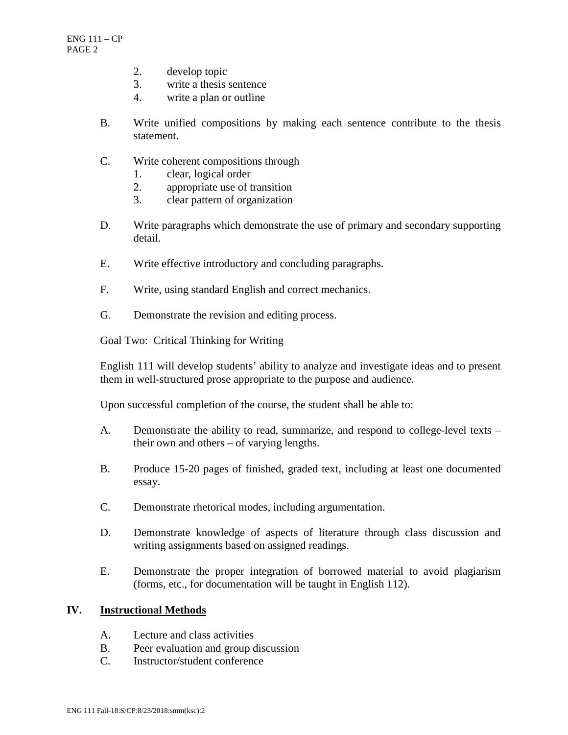2. develop topic
3. write a thesis sentence
4. write a plan or outline

B. Write unified compositions by making each sentence contribute to the thesis statement.

C. Write coherent compositions through
   1. clear, logical order
   2. appropriate use of transition
   3. clear pattern of organization

D. Write paragraphs which demonstrate the use of primary and secondary supporting detail.

E. Write effective introductory and concluding paragraphs.

F. Write, using standard English and correct mechanics.

G. Demonstrate the revision and editing process.

Goal Two: Critical Thinking for Writing

English 111 will develop students' ability to analyze and investigate ideas and to present them in well-structured prose appropriate to the purpose and audience.

Upon successful completion of the course, the student shall be able to:

A. Demonstrate the ability to read, summarize, and respond to college-level texts – their own and others – of varying lengths.

B. Produce 15-20 pages of finished, graded text, including at least one documented essay.

C. Demonstrate rhetorical modes, including argumentation.

D. Demonstrate knowledge of aspects of literature through class discussion and writing assignments based on assigned readings.

E. Demonstrate the proper integration of borrowed material to avoid plagiarism (forms, etc., for documentation will be taught in English 112).

## IV. Instructional Methods

A. Lecture and class activities
B. Peer evaluation and group discussion
C. Instructor/student conference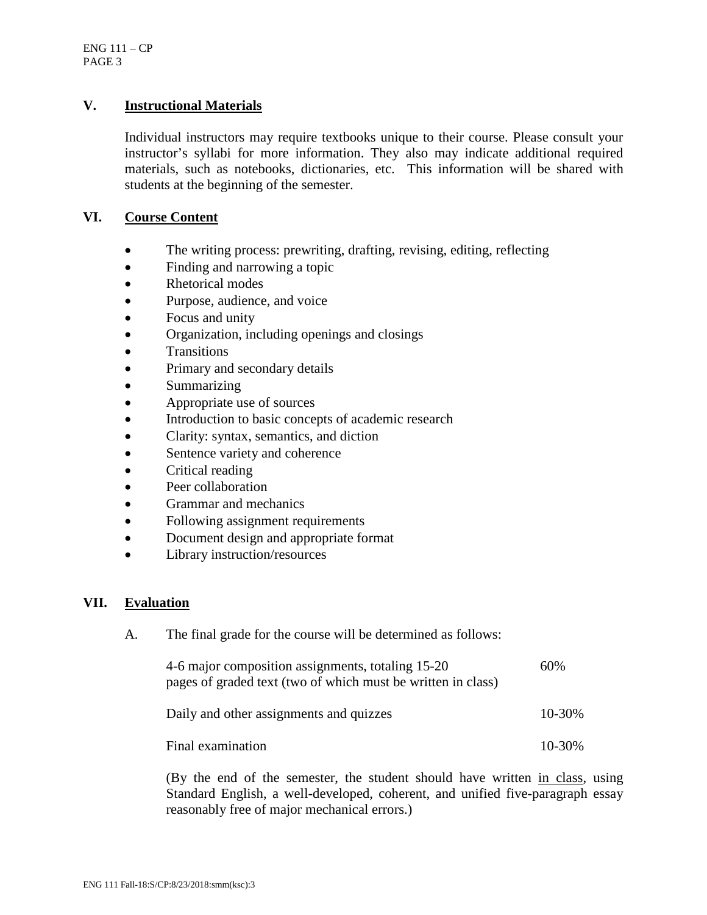## V. Instructional Materials

Individual instructors may require textbooks unique to their course. Please consult your instructor's syllabi for more information. They also may indicate additional required materials, such as notebooks, dictionaries, etc. This information will be shared with students at the beginning of the semester.

## VI. Course Content

- The writing process: prewriting, drafting, revising, editing, reflecting
- Finding and narrowing a topic
- Rhetorical modes
- Purpose, audience, and voice
- Focus and unity
- Organization, including openings and closings
- Transitions
- Primary and secondary details
- Summarizing
- Appropriate use of sources
- Introduction to basic concepts of academic research
- Clarity: syntax, semantics, and diction
- Sentence variety and coherence
- Critical reading
- Peer collaboration
- Grammar and mechanics
- Following assignment requirements
- Document design and appropriate format
- Library instruction/resources

## VII. Evaluation

A. The final grade for the course will be determined as follows:

| | |
|---|---|
| 4-6 major composition assignments, totaling 15-20 pages of graded text (two of which must be written in class) | 60% |
| Daily and other assignments and quizzes | 10-30% |
| Final examination | 10-30% |

(By the end of the semester, the student should have written in class, using Standard English, a well-developed, coherent, and unified five-paragraph essay reasonably free of major mechanical errors.)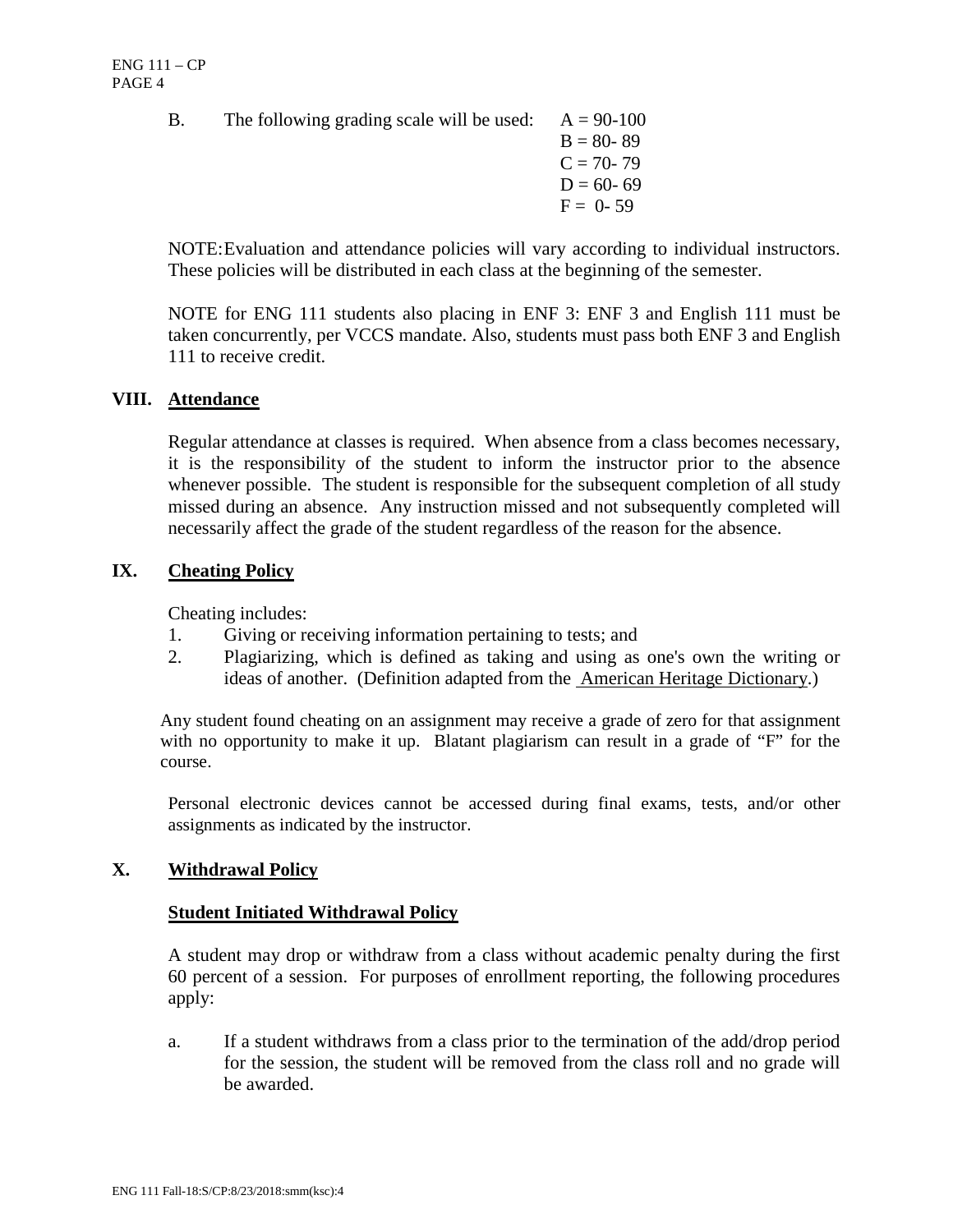B. The following grading scale will be used:

A = 90-100
B = 80- 89
C = 70- 79
D = 60- 69
F = 0- 59

NOTE: Evaluation and attendance policies will vary according to individual instructors. These policies will be distributed in each class at the beginning of the semester.

NOTE for ENG 111 students also placing in ENF 3: ENF 3 and English 111 must be taken concurrently, per VCCS mandate. Also, students must pass both ENF 3 and English 111 to receive credit.

## VIII. Attendance

Regular attendance at classes is required. When absence from a class becomes necessary, it is the responsibility of the student to inform the instructor prior to the absence whenever possible. The student is responsible for the subsequent completion of all study missed during an absence. Any instruction missed and not subsequently completed will necessarily affect the grade of the student regardless of the reason for the absence.

## IX. Cheating Policy

Cheating includes:

1. Giving or receiving information pertaining to tests; and
2. Plagiarizing, which is defined as taking and using as one's own the writing or ideas of another. (Definition adapted from the American Heritage Dictionary.)

Any student found cheating on an assignment may receive a grade of zero for that assignment with no opportunity to make it up. Blatant plagiarism can result in a grade of "F" for the course.

Personal electronic devices cannot be accessed during final exams, tests, and/or other assignments as indicated by the instructor.

## X. Withdrawal Policy

### Student Initiated Withdrawal Policy

A student may drop or withdraw from a class without academic penalty during the first 60 percent of a session. For purposes of enrollment reporting, the following procedures apply:

a. If a student withdraws from a class prior to the termination of the add/drop period for the session, the student will be removed from the class roll and no grade will be awarded.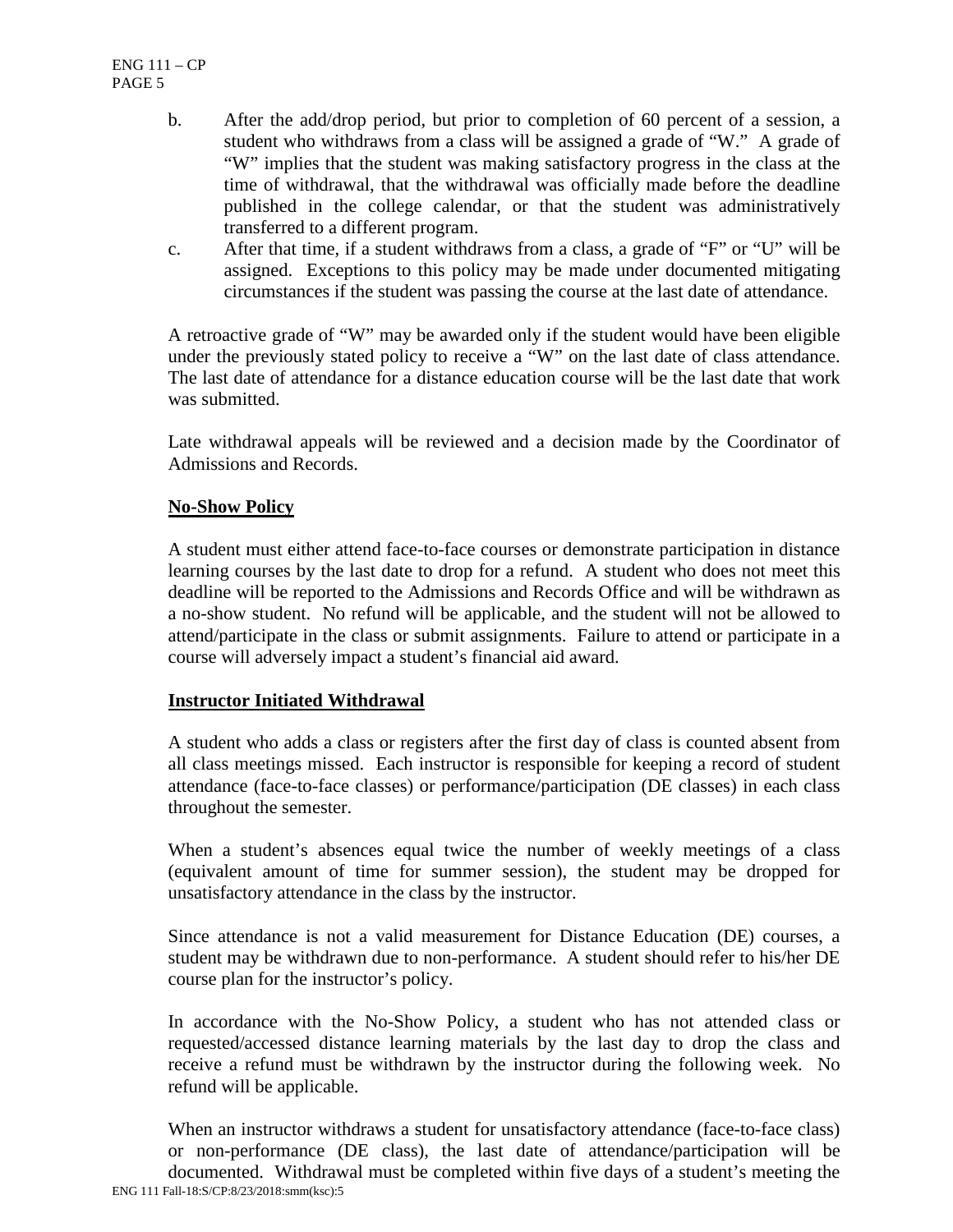b. After the add/drop period, but prior to completion of 60 percent of a session, a student who withdraws from a class will be assigned a grade of "W." A grade of "W" implies that the student was making satisfactory progress in the class at the time of withdrawal, that the withdrawal was officially made before the deadline published in the college calendar, or that the student was administratively transferred to a different program.

c. After that time, if a student withdraws from a class, a grade of "F" or "U" will be assigned. Exceptions to this policy may be made under documented mitigating circumstances if the student was passing the course at the last date of attendance.

A retroactive grade of "W" may be awarded only if the student would have been eligible under the previously stated policy to receive a "W" on the last date of class attendance. The last date of attendance for a distance education course will be the last date that work was submitted.

Late withdrawal appeals will be reviewed and a decision made by the Coordinator of Admissions and Records.

**No-Show Policy**

A student must either attend face-to-face courses or demonstrate participation in distance learning courses by the last date to drop for a refund. A student who does not meet this deadline will be reported to the Admissions and Records Office and will be withdrawn as a no-show student. No refund will be applicable, and the student will not be allowed to attend/participate in the class or submit assignments. Failure to attend or participate in a course will adversely impact a student's financial aid award.

**Instructor Initiated Withdrawal**

A student who adds a class or registers after the first day of class is counted absent from all class meetings missed. Each instructor is responsible for keeping a record of student attendance (face-to-face classes) or performance/participation (DE classes) in each class throughout the semester.

When a student's absences equal twice the number of weekly meetings of a class (equivalent amount of time for summer session), the student may be dropped for unsatisfactory attendance in the class by the instructor.

Since attendance is not a valid measurement for Distance Education (DE) courses, a student may be withdrawn due to non-performance. A student should refer to his/her DE course plan for the instructor's policy.

In accordance with the No-Show Policy, a student who has not attended class or requested/accessed distance learning materials by the last day to drop the class and receive a refund must be withdrawn by the instructor during the following week. No refund will be applicable.

When an instructor withdraws a student for unsatisfactory attendance (face-to-face class) or non-performance (DE class), the last date of attendance/participation will be documented. Withdrawal must be completed within five days of a student's meeting the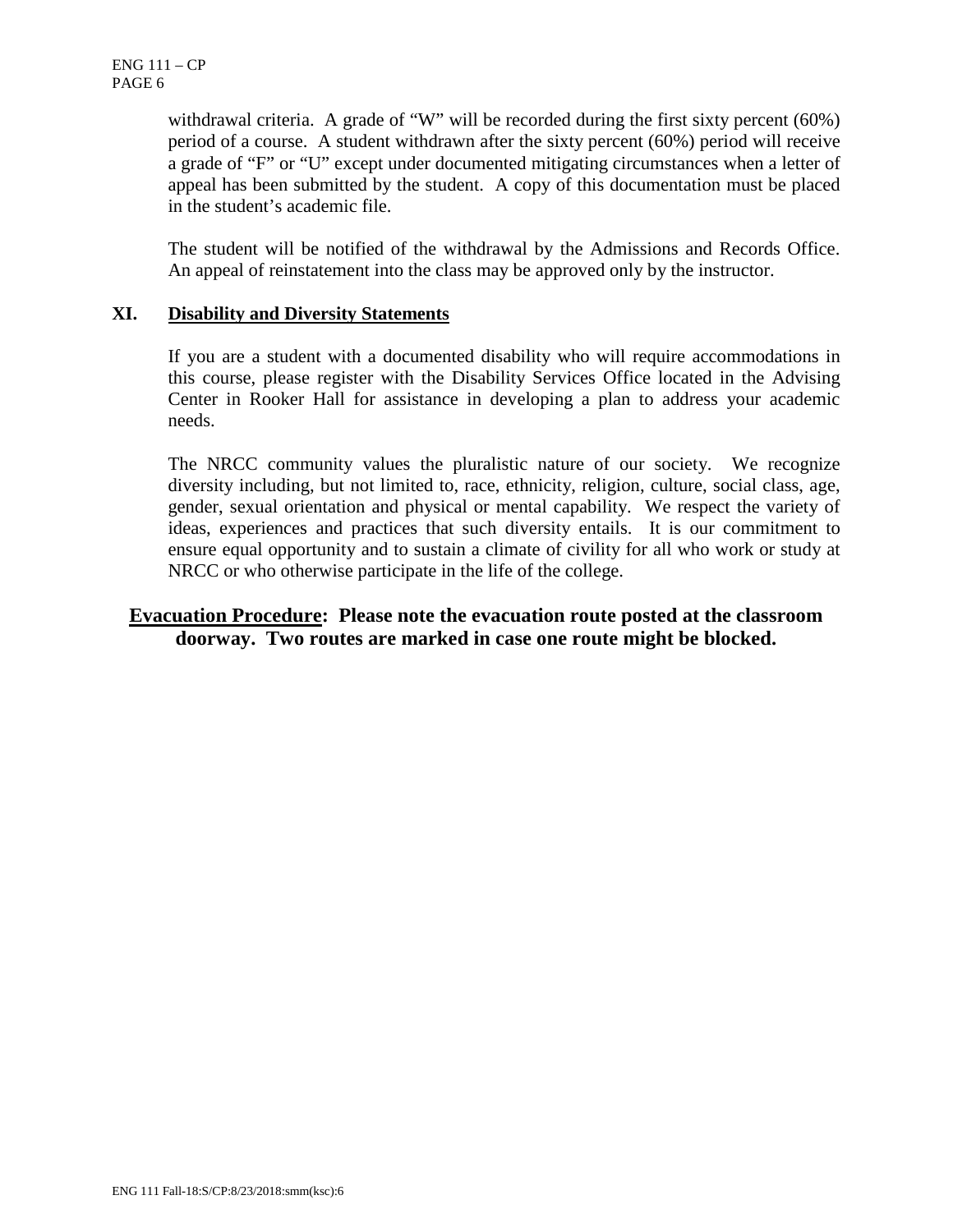withdrawal criteria. A grade of "W" will be recorded during the first sixty percent (60%) period of a course. A student withdrawn after the sixty percent (60%) period will receive a grade of "F" or "U" except under documented mitigating circumstances when a letter of appeal has been submitted by the student. A copy of this documentation must be placed in the student's academic file.

The student will be notified of the withdrawal by the Admissions and Records Office. An appeal of reinstatement into the class may be approved only by the instructor.

## XI. Disability and Diversity Statements

If you are a student with a documented disability who will require accommodations in this course, please register with the Disability Services Office located in the Advising Center in Rooker Hall for assistance in developing a plan to address your academic needs.

The NRCC community values the pluralistic nature of our society. We recognize diversity including, but not limited to, race, ethnicity, religion, culture, social class, age, gender, sexual orientation and physical or mental capability. We respect the variety of ideas, experiences and practices that such diversity entails. It is our commitment to ensure equal opportunity and to sustain a climate of civility for all who work or study at NRCC or who otherwise participate in the life of the college.

**Evacuation Procedure: Please note the evacuation route posted at the classroom doorway. Two routes are marked in case one route might be blocked.**